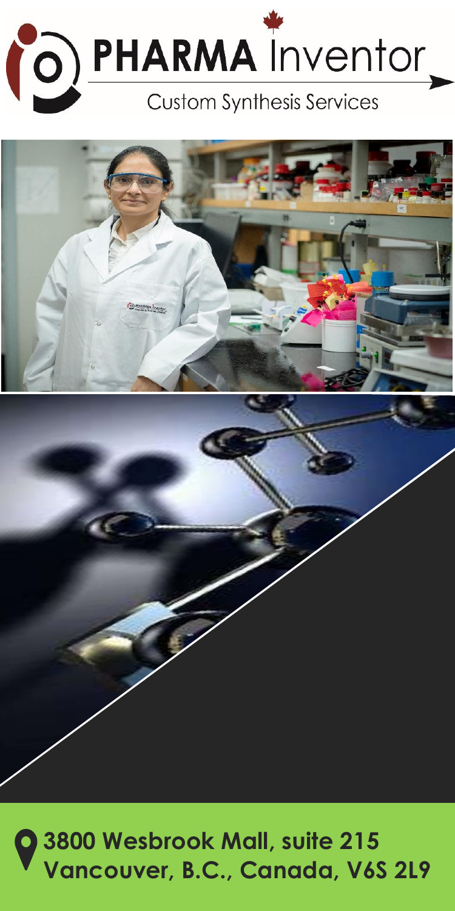# PHARMA Inventor

Custom Synthesis Services

**3800 Wesbrook Mall, suite 215**
**Vancouver, B.C., Canada, V6S 2L9**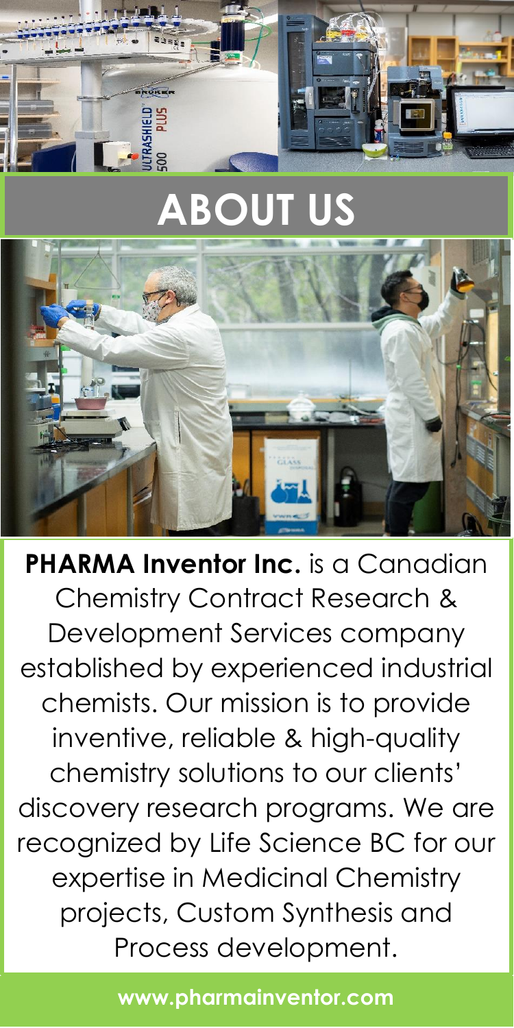# ABOUT US

**PHARMA Inventor Inc.** is a Canadian Chemistry Contract Research & Development Services company established by experienced industrial chemists. Our mission is to provide inventive, reliable & high-quality chemistry solutions to our clients' discovery research programs. We are recognized by Life Science BC for our expertise in Medicinal Chemistry projects, Custom Synthesis and Process development.

**www.pharmainventor.com**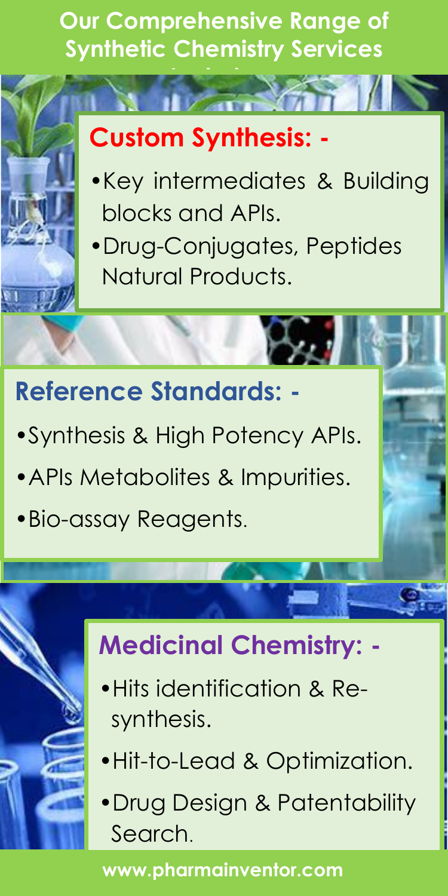# Our Comprehensive Range of Synthetic Chemistry Services

## Custom Synthesis: -

- Key intermediates & Building blocks and APIs.
- Drug-Conjugates, Peptides Natural Products.

## Reference Standards: -

- Synthesis & High Potency APIs.
- APIs Metabolites & Impurities.
- Bio-assay Reagents.

## Medicinal Chemistry: -

- Hits identification & Re-synthesis.
- Hit-to-Lead & Optimization.
- Drug Design & Patentability Search.

www.pharmainventor.com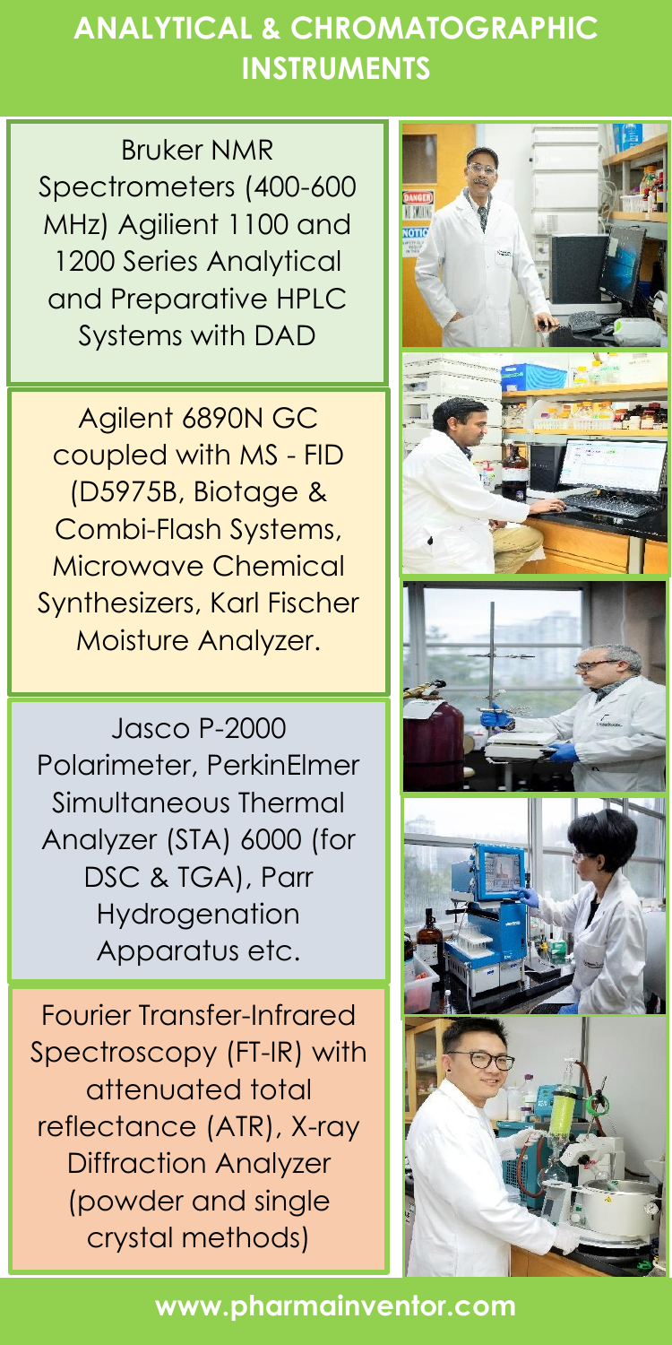# ANALYTICAL & CHROMATOGRAPHIC INSTRUMENTS

Bruker NMR Spectrometers (400-600 MHz) Agilent 1100 and 1200 Series Analytical and Preparative HPLC Systems with DAD

Agilent 6890N GC coupled with MS - FID (D5975B, Biotage & Combi-Flash Systems, Microwave Chemical Synthesizers, Karl Fischer Moisture Analyzer.

Jasco P-2000 Polarimeter, PerkinElmer Simultaneous Thermal Analyzer (STA) 6000 (for DSC & TGA), Parr Hydrogenation Apparatus etc.

Fourier Transfer-Infrared Spectroscopy (FT-IR) with attenuated total reflectance (ATR), X-ray Diffraction Analyzer (powder and single crystal methods)

**www.pharmainventor.com**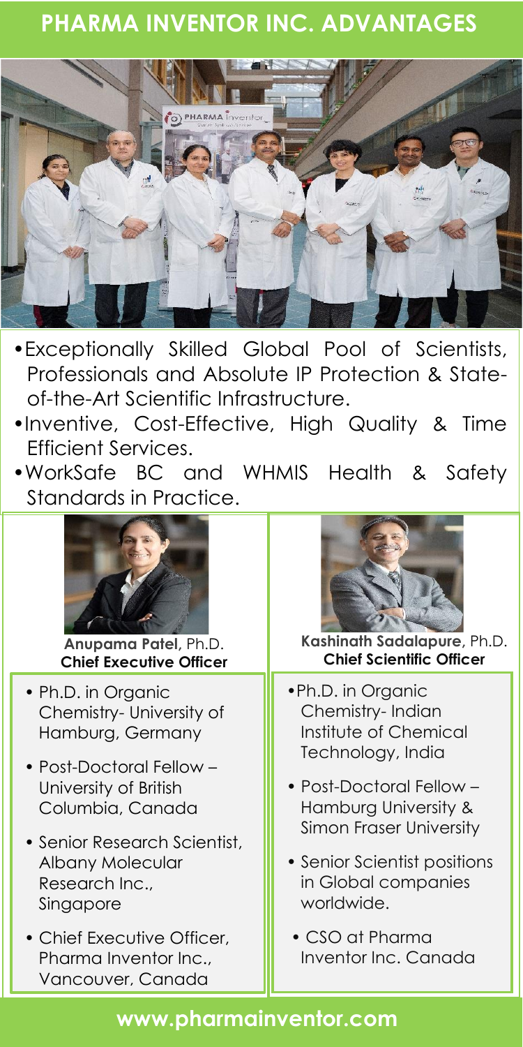# PHARMA INVENTOR INC. ADVANTAGES

- Exceptionally Skilled Global Pool of Scientists, Professionals and Absolute IP Protection & State-of-the-Art Scientific Infrastructure.
- Inventive, Cost-Effective, High Quality & Time Efficient Services.
- WorkSafe BC and WHMIS Health & Safety Standards in Practice.

**Anupama Patel**, Ph.D.
**Chief Executive Officer**

- Ph.D. in Organic Chemistry- University of Hamburg, Germany
- Post-Doctoral Fellow – University of British Columbia, Canada
- Senior Research Scientist, Albany Molecular Research Inc., Singapore
- Chief Executive Officer, Pharma Inventor Inc., Vancouver, Canada

**Kashinath Sadalapure**, Ph.D.
**Chief Scientific Officer**

- Ph.D. in Organic Chemistry- Indian Institute of Chemical Technology, India
- Post-Doctoral Fellow – Hamburg University & Simon Fraser University
- Senior Scientist positions in Global companies worldwide.
- CSO at Pharma Inventor Inc. Canada

**www.pharmainventor.com**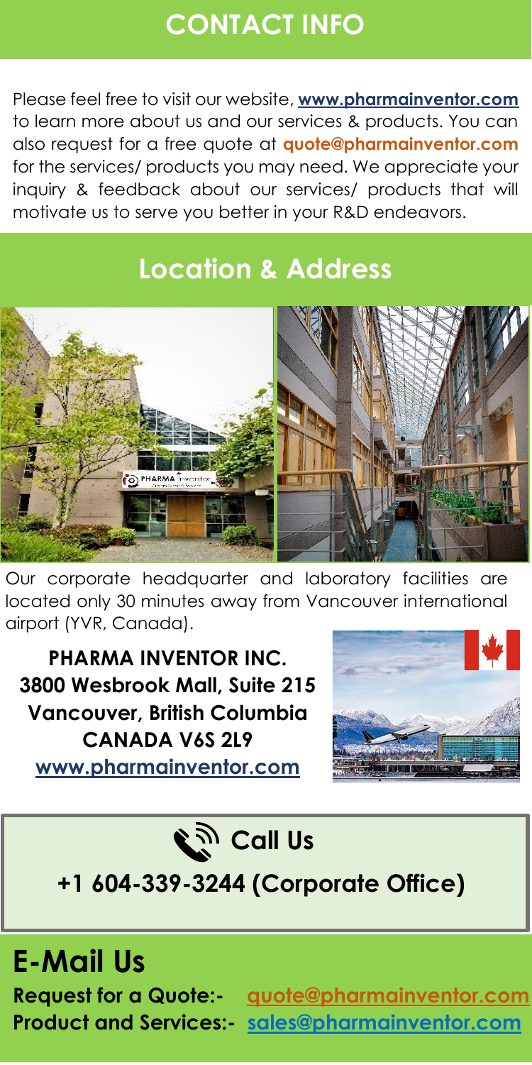# CONTACT INFO

Please feel free to visit our website, **www.pharmainventor.com** to learn more about us and our services & products. You can also request for a free quote at **quote@pharmainventor.com** for the services/ products you may need. We appreciate your inquiry & feedback about our services/ products that will motivate us to serve you better in your R&D endeavors.

## Location & Address

Our corporate headquarter and laboratory facilities are located only 30 minutes away from Vancouver international airport (YVR, Canada).

**PHARMA INVENTOR INC.**
**3800 Wesbrook Mall, Suite 215**
**Vancouver, British Columbia**
**CANADA V6S 2L9**
**www.pharmainventor.com**

## Call Us

**+1 604-339-3244 (Corporate Office)**

# E-Mail Us

**Request for a Quote:-** **quote@pharmainventor.com**
**Product and Services:-** **sales@pharmainventor.com**